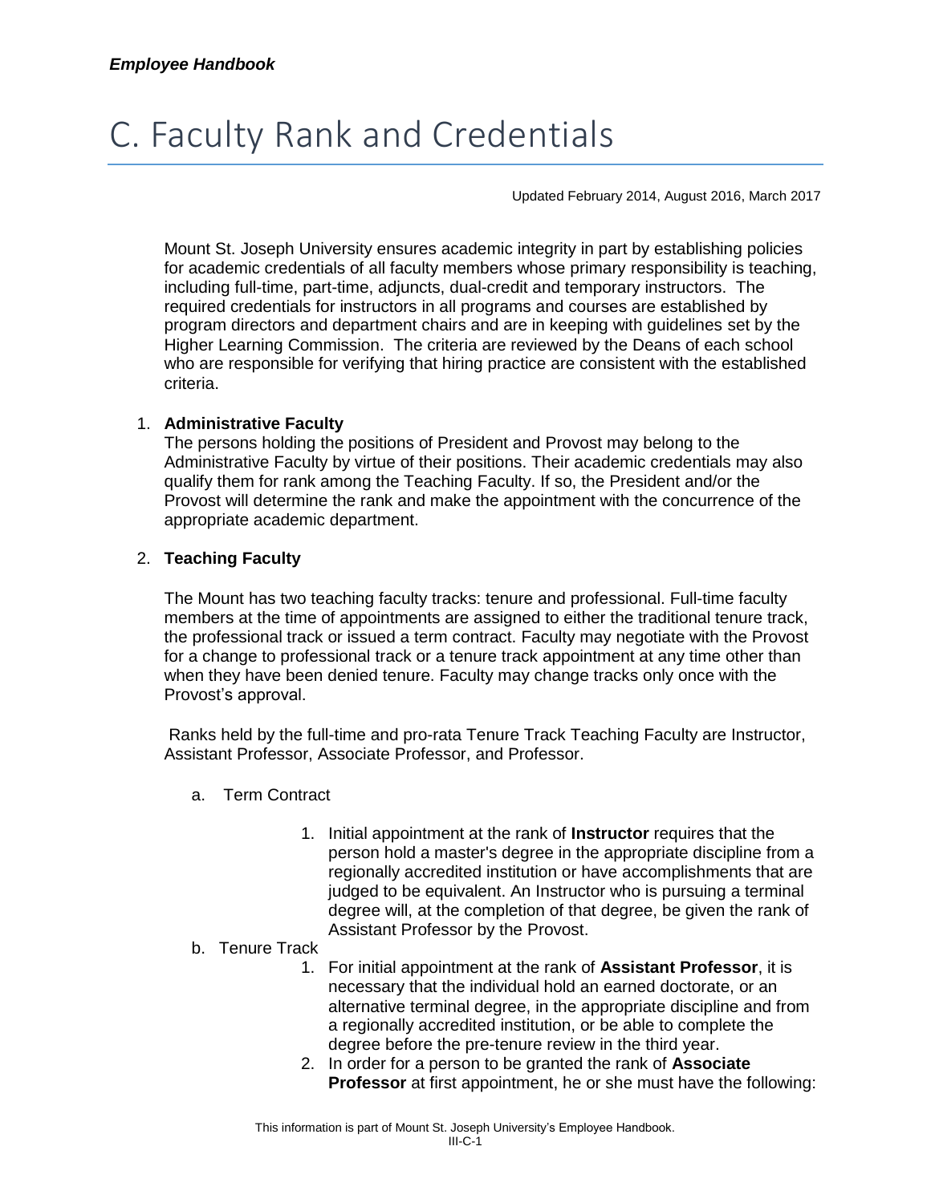# C. Faculty Rank and Credentials

Updated February 2014, August 2016, March 2017

Mount St. Joseph University ensures academic integrity in part by establishing policies for academic credentials of all faculty members whose primary responsibility is teaching, including full-time, part-time, adjuncts, dual-credit and temporary instructors. The required credentials for instructors in all programs and courses are established by program directors and department chairs and are in keeping with guidelines set by the Higher Learning Commission. The criteria are reviewed by the Deans of each school who are responsible for verifying that hiring practice are consistent with the established criteria.

1. **Administrative Faculty**
   The persons holding the positions of President and Provost may belong to the Administrative Faculty by virtue of their positions. Their academic credentials may also qualify them for rank among the Teaching Faculty. If so, the President and/or the Provost will determine the rank and make the appointment with the concurrence of the appropriate academic department.

2. **Teaching Faculty**

   The Mount has two teaching faculty tracks: tenure and professional. Full-time faculty members at the time of appointments are assigned to either the traditional tenure track, the professional track or issued a term contract. Faculty may negotiate with the Provost for a change to professional track or a tenure track appointment at any time other than when they have been denied tenure. Faculty may change tracks only once with the Provost's approval.

   Ranks held by the full-time and pro-rata Tenure Track Teaching Faculty are Instructor, Assistant Professor, Associate Professor, and Professor.

   a. Term Contract

      1. Initial appointment at the rank of **Instructor** requires that the person hold a master's degree in the appropriate discipline from a regionally accredited institution or have accomplishments that are judged to be equivalent. An Instructor who is pursuing a terminal degree will, at the completion of that degree, be given the rank of Assistant Professor by the Provost.

   b. Tenure Track

      1. For initial appointment at the rank of **Assistant Professor**, it is necessary that the individual hold an earned doctorate, or an alternative terminal degree, in the appropriate discipline and from a regionally accredited institution, or be able to complete the degree before the pre-tenure review in the third year.
      2. In order for a person to be granted the rank of **Associate Professor** at first appointment, he or she must have the following: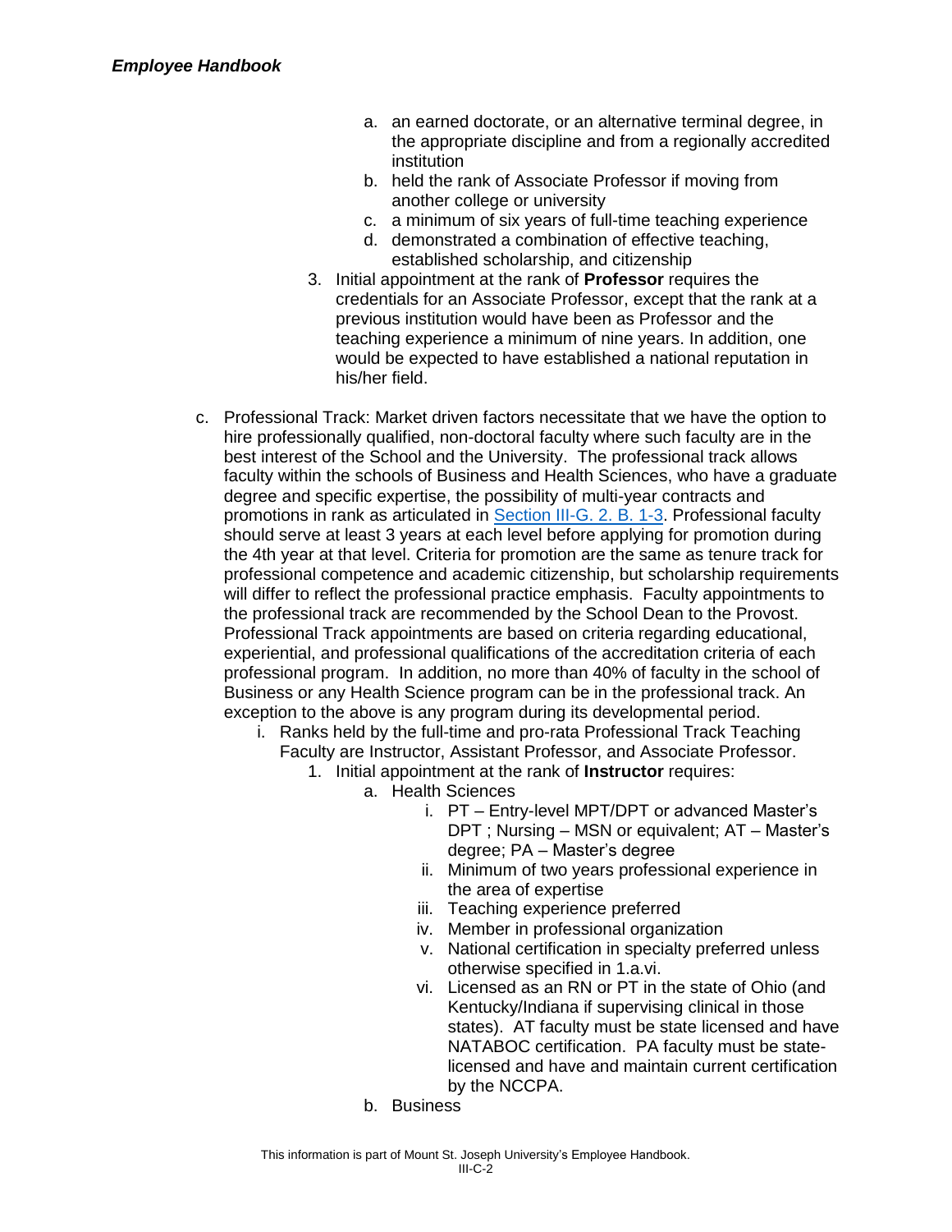a. an earned doctorate, or an alternative terminal degree, in the appropriate discipline and from a regionally accredited institution
   b. held the rank of Associate Professor if moving from another college or university
   c. a minimum of six years of full-time teaching experience
   d. demonstrated a combination of effective teaching, established scholarship, and citizenship
3. Initial appointment at the rank of **Professor** requires the credentials for an Associate Professor, except that the rank at a previous institution would have been as Professor and the teaching experience a minimum of nine years. In addition, one would be expected to have established a national reputation in his/her field.

c. Professional Track: Market driven factors necessitate that we have the option to hire professionally qualified, non-doctoral faculty where such faculty are in the best interest of the School and the University. The professional track allows faculty within the schools of Business and Health Sciences, who have a graduate degree and specific expertise, the possibility of multi-year contracts and promotions in rank as articulated in Section III-G. 2. B. 1-3. Professional faculty should serve at least 3 years at each level before applying for promotion during the 4th year at that level. Criteria for promotion are the same as tenure track for professional competence and academic citizenship, but scholarship requirements will differ to reflect the professional practice emphasis. Faculty appointments to the professional track are recommended by the School Dean to the Provost. Professional Track appointments are based on criteria regarding educational, experiential, and professional qualifications of the accreditation criteria of each professional program. In addition, no more than 40% of faculty in the school of Business or any Health Science program can be in the professional track. An exception to the above is any program during its developmental period.
   i. Ranks held by the full-time and pro-rata Professional Track Teaching Faculty are Instructor, Assistant Professor, and Associate Professor.
      1. Initial appointment at the rank of **Instructor** requires:
         a. Health Sciences
            i. PT – Entry-level MPT/DPT or advanced Master's DPT ; Nursing – MSN or equivalent; AT – Master's degree; PA – Master's degree
            ii. Minimum of two years professional experience in the area of expertise
            iii. Teaching experience preferred
            iv. Member in professional organization
            v. National certification in specialty preferred unless otherwise specified in 1.a.vi.
            vi. Licensed as an RN or PT in the state of Ohio (and Kentucky/Indiana if supervising clinical in those states). AT faculty must be state licensed and have NATABOC certification. PA faculty must be state-licensed and have and maintain current certification by the NCCPA.
         b. Business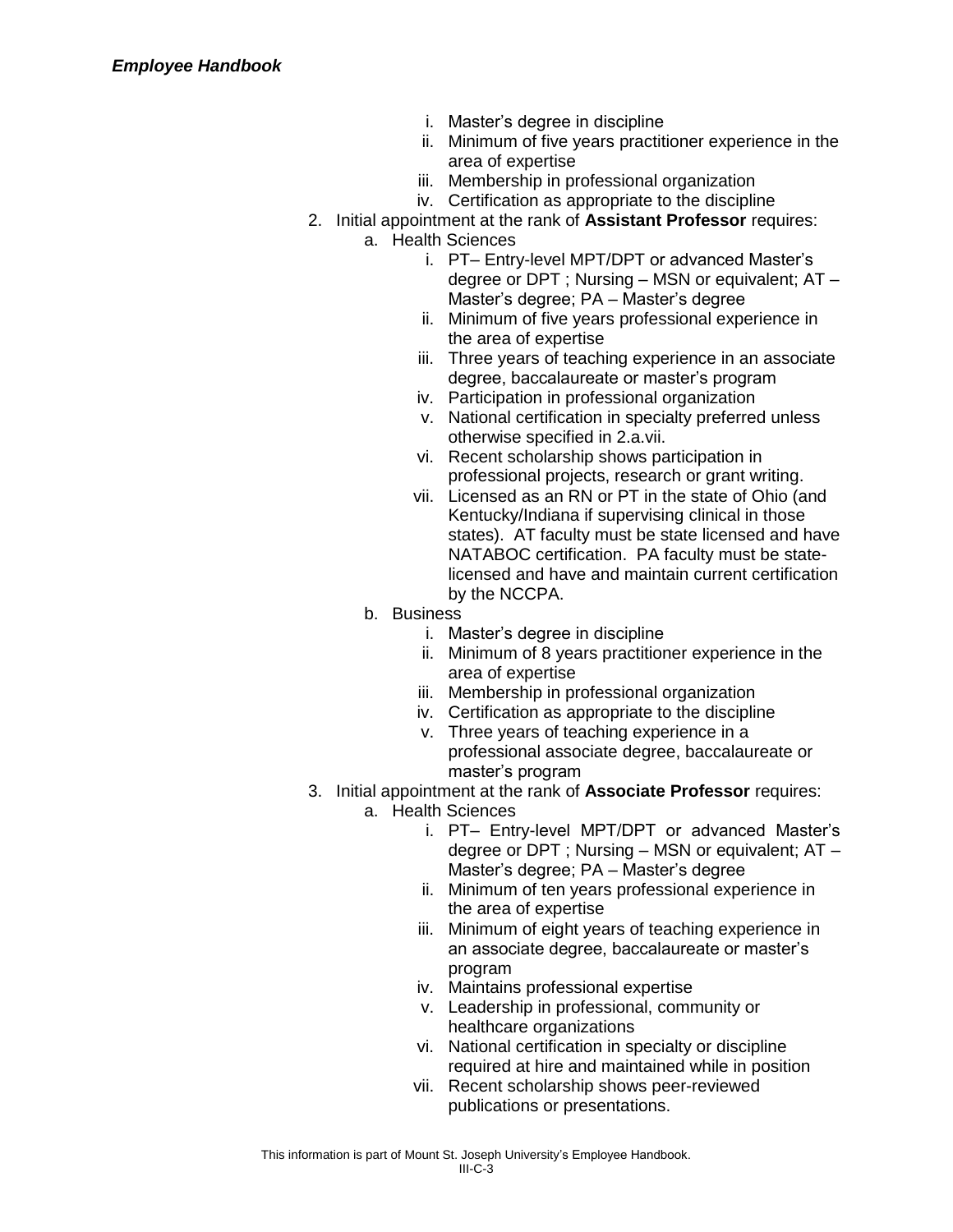i. Master's degree in discipline
   ii. Minimum of five years practitioner experience in the area of expertise
   iii. Membership in professional organization
   iv. Certification as appropriate to the discipline

2. Initial appointment at the rank of **Assistant Professor** requires:
   a. Health Sciences
      i. PT– Entry-level MPT/DPT or advanced Master's degree or DPT ; Nursing – MSN or equivalent; AT – Master's degree; PA – Master's degree
      ii. Minimum of five years professional experience in the area of expertise
      iii. Three years of teaching experience in an associate degree, baccalaureate or master's program
      iv. Participation in professional organization
      v. National certification in specialty preferred unless otherwise specified in 2.a.vii.
      vi. Recent scholarship shows participation in professional projects, research or grant writing.
      vii. Licensed as an RN or PT in the state of Ohio (and Kentucky/Indiana if supervising clinical in those states). AT faculty must be state licensed and have NATABOC certification. PA faculty must be state-licensed and have and maintain current certification by the NCCPA.
   b. Business
      i. Master's degree in discipline
      ii. Minimum of 8 years practitioner experience in the area of expertise
      iii. Membership in professional organization
      iv. Certification as appropriate to the discipline
      v. Three years of teaching experience in a professional associate degree, baccalaureate or master's program

3. Initial appointment at the rank of **Associate Professor** requires:
   a. Health Sciences
      i. PT– Entry-level MPT/DPT or advanced Master's degree or DPT ; Nursing – MSN or equivalent; AT – Master's degree; PA – Master's degree
      ii. Minimum of ten years professional experience in the area of expertise
      iii. Minimum of eight years of teaching experience in an associate degree, baccalaureate or master's program
      iv. Maintains professional expertise
      v. Leadership in professional, community or healthcare organizations
      vi. National certification in specialty or discipline required at hire and maintained while in position
      vii. Recent scholarship shows peer-reviewed publications or presentations.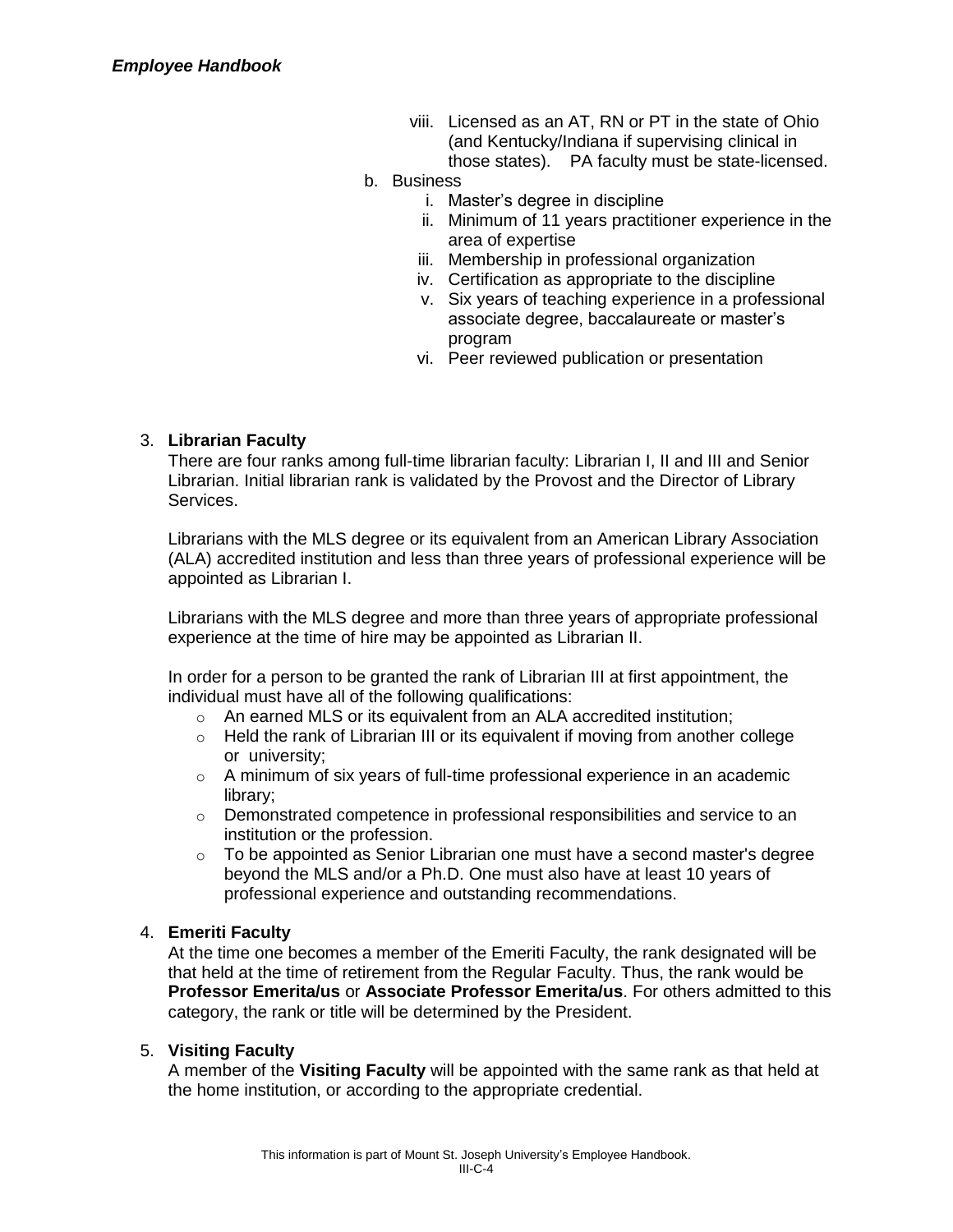viii. Licensed as an AT, RN or PT in the state of Ohio (and Kentucky/Indiana if supervising clinical in those states). PA faculty must be state-licensed.

b. Business
   i. Master's degree in discipline
   ii. Minimum of 11 years practitioner experience in the area of expertise
   iii. Membership in professional organization
   iv. Certification as appropriate to the discipline
   v. Six years of teaching experience in a professional associate degree, baccalaureate or master's program
   vi. Peer reviewed publication or presentation

3. **Librarian Faculty**

   There are four ranks among full-time librarian faculty: Librarian I, II and III and Senior Librarian. Initial librarian rank is validated by the Provost and the Director of Library Services.

   Librarians with the MLS degree or its equivalent from an American Library Association (ALA) accredited institution and less than three years of professional experience will be appointed as Librarian I.

   Librarians with the MLS degree and more than three years of appropriate professional experience at the time of hire may be appointed as Librarian II.

   In order for a person to be granted the rank of Librarian III at first appointment, the individual must have all of the following qualifications:

   - An earned MLS or its equivalent from an ALA accredited institution;
   - Held the rank of Librarian III or its equivalent if moving from another college or university;
   - A minimum of six years of full-time professional experience in an academic library;
   - Demonstrated competence in professional responsibilities and service to an institution or the profession.
   - To be appointed as Senior Librarian one must have a second master's degree beyond the MLS and/or a Ph.D. One must also have at least 10 years of professional experience and outstanding recommendations.

4. **Emeriti Faculty**

   At the time one becomes a member of the Emeriti Faculty, the rank designated will be that held at the time of retirement from the Regular Faculty. Thus, the rank would be **Professor Emerita/us** or **Associate Professor Emerita/us**. For others admitted to this category, the rank or title will be determined by the President.

5. **Visiting Faculty**

   A member of the **Visiting Faculty** will be appointed with the same rank as that held at the home institution, or according to the appropriate credential.